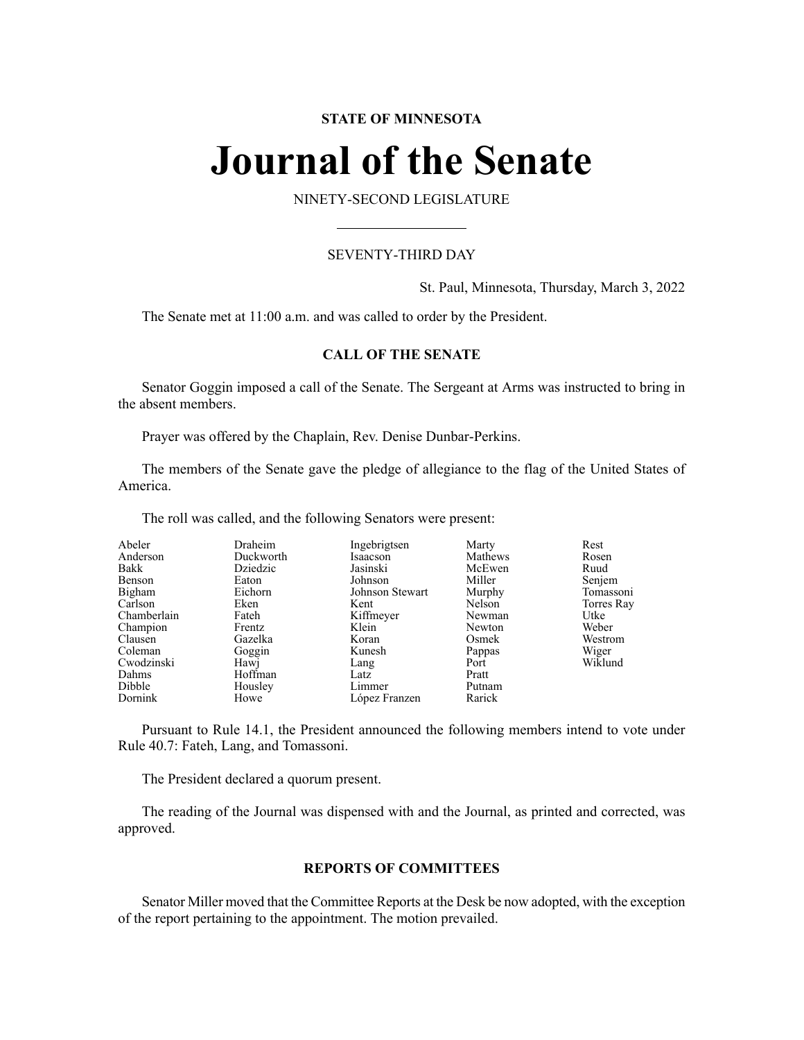**STATE OF MINNESOTA**

# Journal of the Senate

NINETY-SECOND LEGISLATURE

SEVENTY-THIRD DAY

St. Paul, Minnesota, Thursday, March 3, 2022

The Senate met at 11:00 a.m. and was called to order by the President.

## CALL OF THE SENATE

Senator Goggin imposed a call of the Senate. The Sergeant at Arms was instructed to bring in the absent members.

Prayer was offered by the Chaplain, Rev. Denise Dunbar-Perkins.

The members of the Senate gave the pledge of allegiance to the flag of the United States of America.

The roll was called, and the following Senators were present:

| | | | | |
|---|---|---|---|---|
| Abeler | Draheim | Ingebrigtsen | Marty | Rest |
| Anderson | Duckworth | Isaacson | Mathews | Rosen |
| Bakk | Dziedzic | Jasinski | McEwen | Ruud |
| Benson | Eaton | Johnson | Miller | Senjem |
| Bigham | Eichorn | Johnson Stewart | Murphy | Tomassoni |
| Carlson | Eken | Kent | Nelson | Torres Ray |
| Chamberlain | Fateh | Kiffmeyer | Newman | Utke |
| Champion | Frentz | Klein | Newton | Weber |
| Clausen | Gazelka | Koran | Osmek | Westrom |
| Coleman | Goggin | Kunesh | Pappas | Wiger |
| Cwodzinski | Hawj | Lang | Port | Wiklund |
| Dahms | Hoffman | Latz | Pratt | |
| Dibble | Housley | Limmer | Putnam | |
| Dornink | Howe | López Franzen | Rarick | |

Pursuant to Rule 14.1, the President announced the following members intend to vote under Rule 40.7: Fateh, Lang, and Tomassoni.

The President declared a quorum present.

The reading of the Journal was dispensed with and the Journal, as printed and corrected, was approved.

## REPORTS OF COMMITTEES

Senator Miller moved that the Committee Reports at the Desk be now adopted, with the exception of the report pertaining to the appointment. The motion prevailed.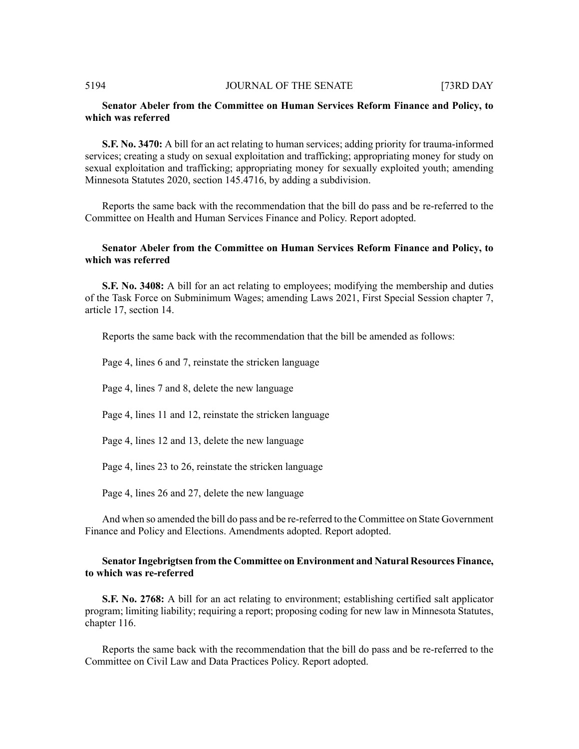**Senator Abeler from the Committee on Human Services Reform Finance and Policy, to which was referred**

**S.F. No. 3470:** A bill for an act relating to human services; adding priority for trauma-informed services; creating a study on sexual exploitation and trafficking; appropriating money for study on sexual exploitation and trafficking; appropriating money for sexually exploited youth; amending Minnesota Statutes 2020, section 145.4716, by adding a subdivision.

Reports the same back with the recommendation that the bill do pass and be re-referred to the Committee on Health and Human Services Finance and Policy. Report adopted.

**Senator Abeler from the Committee on Human Services Reform Finance and Policy, to which was referred**

**S.F. No. 3408:** A bill for an act relating to employees; modifying the membership and duties of the Task Force on Subminimum Wages; amending Laws 2021, First Special Session chapter 7, article 17, section 14.

Reports the same back with the recommendation that the bill be amended as follows:

Page 4, lines 6 and 7, reinstate the stricken language

Page 4, lines 7 and 8, delete the new language

Page 4, lines 11 and 12, reinstate the stricken language

Page 4, lines 12 and 13, delete the new language

Page 4, lines 23 to 26, reinstate the stricken language

Page 4, lines 26 and 27, delete the new language

And when so amended the bill do pass and be re-referred to the Committee on State Government Finance and Policy and Elections. Amendments adopted. Report adopted.

**Senator Ingebrigtsen from the Committee on Environment and Natural Resources Finance, to which was re-referred**

**S.F. No. 2768:** A bill for an act relating to environment; establishing certified salt applicator program; limiting liability; requiring a report; proposing coding for new law in Minnesota Statutes, chapter 116.

Reports the same back with the recommendation that the bill do pass and be re-referred to the Committee on Civil Law and Data Practices Policy. Report adopted.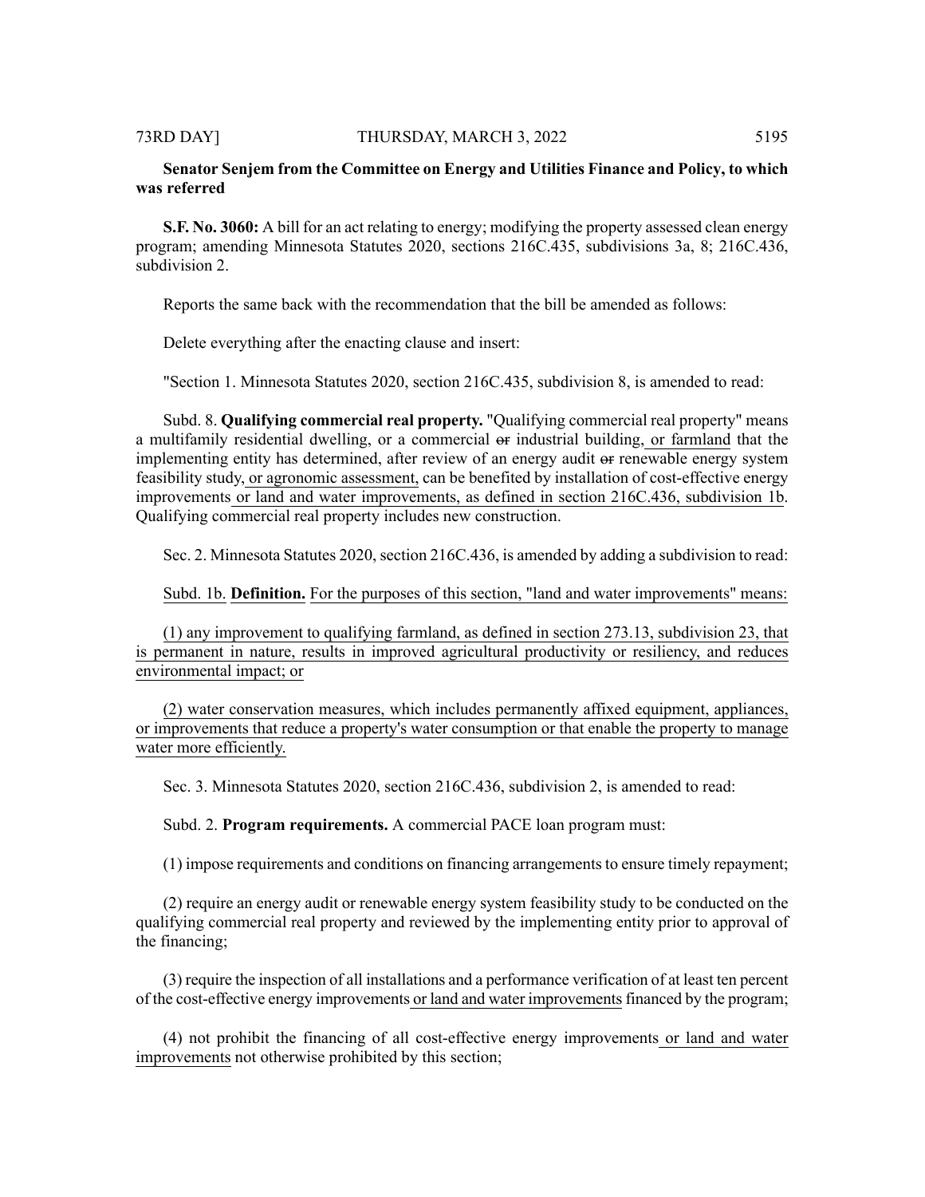**Senator Senjem from the Committee on Energy and Utilities Finance and Policy, to which was referred**

**S.F. No. 3060:** A bill for an act relating to energy; modifying the property assessed clean energy program; amending Minnesota Statutes 2020, sections 216C.435, subdivisions 3a, 8; 216C.436, subdivision 2.

Reports the same back with the recommendation that the bill be amended as follows:

Delete everything after the enacting clause and insert:

"Section 1. Minnesota Statutes 2020, section 216C.435, subdivision 8, is amended to read:

Subd. 8. **Qualifying commercial real property.** "Qualifying commercial real property" means a multifamily residential dwelling, or a commercial ~~or~~ industrial building, or farmland that the implementing entity has determined, after review of an energy audit ~~or~~ renewable energy system feasibility study, or agronomic assessment, can be benefited by installation of cost-effective energy improvements or land and water improvements, as defined in section 216C.436, subdivision 1b. Qualifying commercial real property includes new construction.

Sec. 2. Minnesota Statutes 2020, section 216C.436, is amended by adding a subdivision to read:

Subd. 1b. **Definition.** For the purposes of this section, "land and water improvements" means:

(1) any improvement to qualifying farmland, as defined in section 273.13, subdivision 23, that is permanent in nature, results in improved agricultural productivity or resiliency, and reduces environmental impact; or

(2) water conservation measures, which includes permanently affixed equipment, appliances, or improvements that reduce a property's water consumption or that enable the property to manage water more efficiently.

Sec. 3. Minnesota Statutes 2020, section 216C.436, subdivision 2, is amended to read:

Subd. 2. **Program requirements.** A commercial PACE loan program must:

(1) impose requirements and conditions on financing arrangements to ensure timely repayment;

(2) require an energy audit or renewable energy system feasibility study to be conducted on the qualifying commercial real property and reviewed by the implementing entity prior to approval of the financing;

(3) require the inspection of all installations and a performance verification of at least ten percent of the cost-effective energy improvements or land and water improvements financed by the program;

(4) not prohibit the financing of all cost-effective energy improvements or land and water improvements not otherwise prohibited by this section;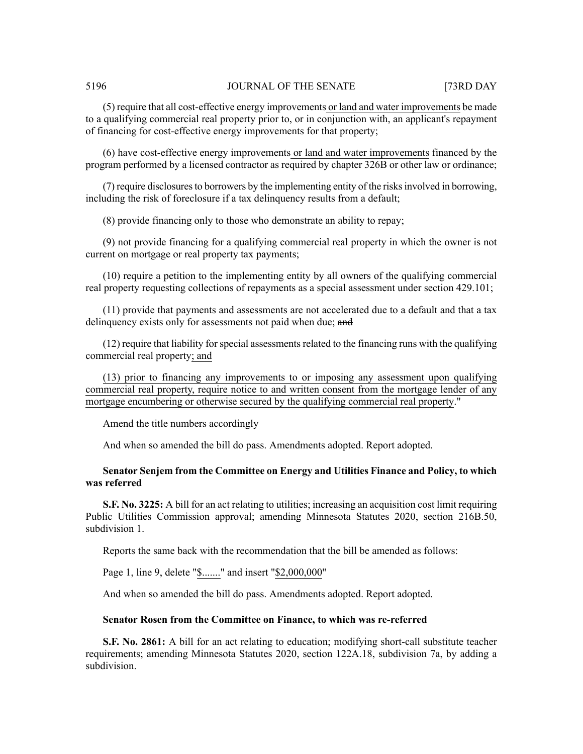(5) require that all cost-effective energy improvements or land and water improvements be made to a qualifying commercial real property prior to, or in conjunction with, an applicant's repayment of financing for cost-effective energy improvements for that property;

(6) have cost-effective energy improvements or land and water improvements financed by the program performed by a licensed contractor as required by chapter 326B or other law or ordinance;

(7) require disclosures to borrowers by the implementing entity of the risks involved in borrowing, including the risk of foreclosure if a tax delinquency results from a default;

(8) provide financing only to those who demonstrate an ability to repay;

(9) not provide financing for a qualifying commercial real property in which the owner is not current on mortgage or real property tax payments;

(10) require a petition to the implementing entity by all owners of the qualifying commercial real property requesting collections of repayments as a special assessment under section 429.101;

(11) provide that payments and assessments are not accelerated due to a default and that a tax delinquency exists only for assessments not paid when due; ~~and~~

(12) require that liability for special assessments related to the financing runs with the qualifying commercial real property; and

(13) prior to financing any improvements to or imposing any assessment upon qualifying commercial real property, require notice to and written consent from the mortgage lender of any mortgage encumbering or otherwise secured by the qualifying commercial real property."

Amend the title numbers accordingly

And when so amended the bill do pass. Amendments adopted. Report adopted.

**Senator Senjem from the Committee on Energy and Utilities Finance and Policy, to which was referred**

**S.F. No. 3225:** A bill for an act relating to utilities; increasing an acquisition cost limit requiring Public Utilities Commission approval; amending Minnesota Statutes 2020, section 216B.50, subdivision 1.

Reports the same back with the recommendation that the bill be amended as follows:

Page 1, line 9, delete "$......." and insert "$2,000,000"

And when so amended the bill do pass. Amendments adopted. Report adopted.

**Senator Rosen from the Committee on Finance, to which was re-referred**

**S.F. No. 2861:** A bill for an act relating to education; modifying short-call substitute teacher requirements; amending Minnesota Statutes 2020, section 122A.18, subdivision 7a, by adding a subdivision.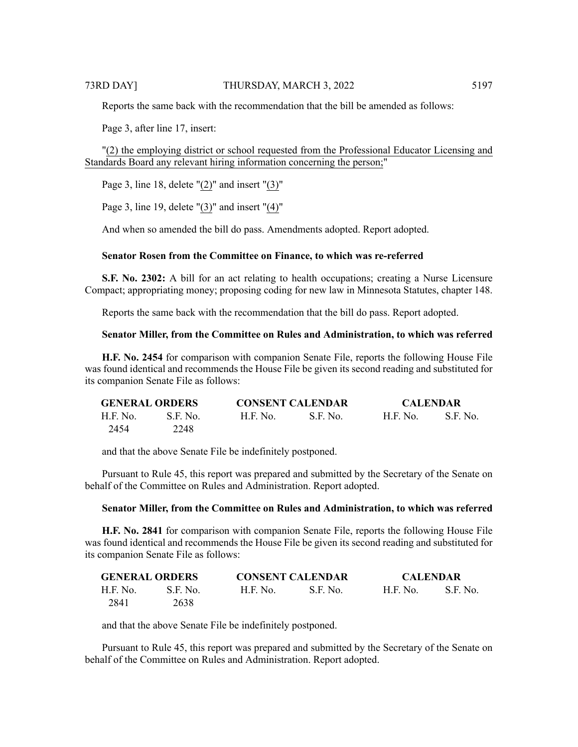Reports the same back with the recommendation that the bill be amended as follows:

Page 3, after line 17, insert:

"(2) the employing district or school requested from the Professional Educator Licensing and Standards Board any relevant hiring information concerning the person;"

Page 3, line 18, delete "(2)" and insert "(3)"

Page 3, line 19, delete "(3)" and insert "(4)"

And when so amended the bill do pass. Amendments adopted. Report adopted.

**Senator Rosen from the Committee on Finance, to which was re-referred**

**S.F. No. 2302:** A bill for an act relating to health occupations; creating a Nurse Licensure Compact; appropriating money; proposing coding for new law in Minnesota Statutes, chapter 148.

Reports the same back with the recommendation that the bill do pass. Report adopted.

**Senator Miller, from the Committee on Rules and Administration, to which was referred**

**H.F. No. 2454** for comparison with companion Senate File, reports the following House File was found identical and recommends the House File be given its second reading and substituted for its companion Senate File as follows:

| GENERAL ORDERS | | CONSENT CALENDAR | | CALENDAR | |
|---|---|---|---|---|---|
| H.F. No. | S.F. No. | H.F. No. | S.F. No. | H.F. No. | S.F. No. |
| 2454 | 2248 | | | | |

and that the above Senate File be indefinitely postponed.

Pursuant to Rule 45, this report was prepared and submitted by the Secretary of the Senate on behalf of the Committee on Rules and Administration. Report adopted.

**Senator Miller, from the Committee on Rules and Administration, to which was referred**

**H.F. No. 2841** for comparison with companion Senate File, reports the following House File was found identical and recommends the House File be given its second reading and substituted for its companion Senate File as follows:

| GENERAL ORDERS | | CONSENT CALENDAR | | CALENDAR | |
|---|---|---|---|---|---|
| H.F. No. | S.F. No. | H.F. No. | S.F. No. | H.F. No. | S.F. No. |
| 2841 | 2638 | | | | |

and that the above Senate File be indefinitely postponed.

Pursuant to Rule 45, this report was prepared and submitted by the Secretary of the Senate on behalf of the Committee on Rules and Administration. Report adopted.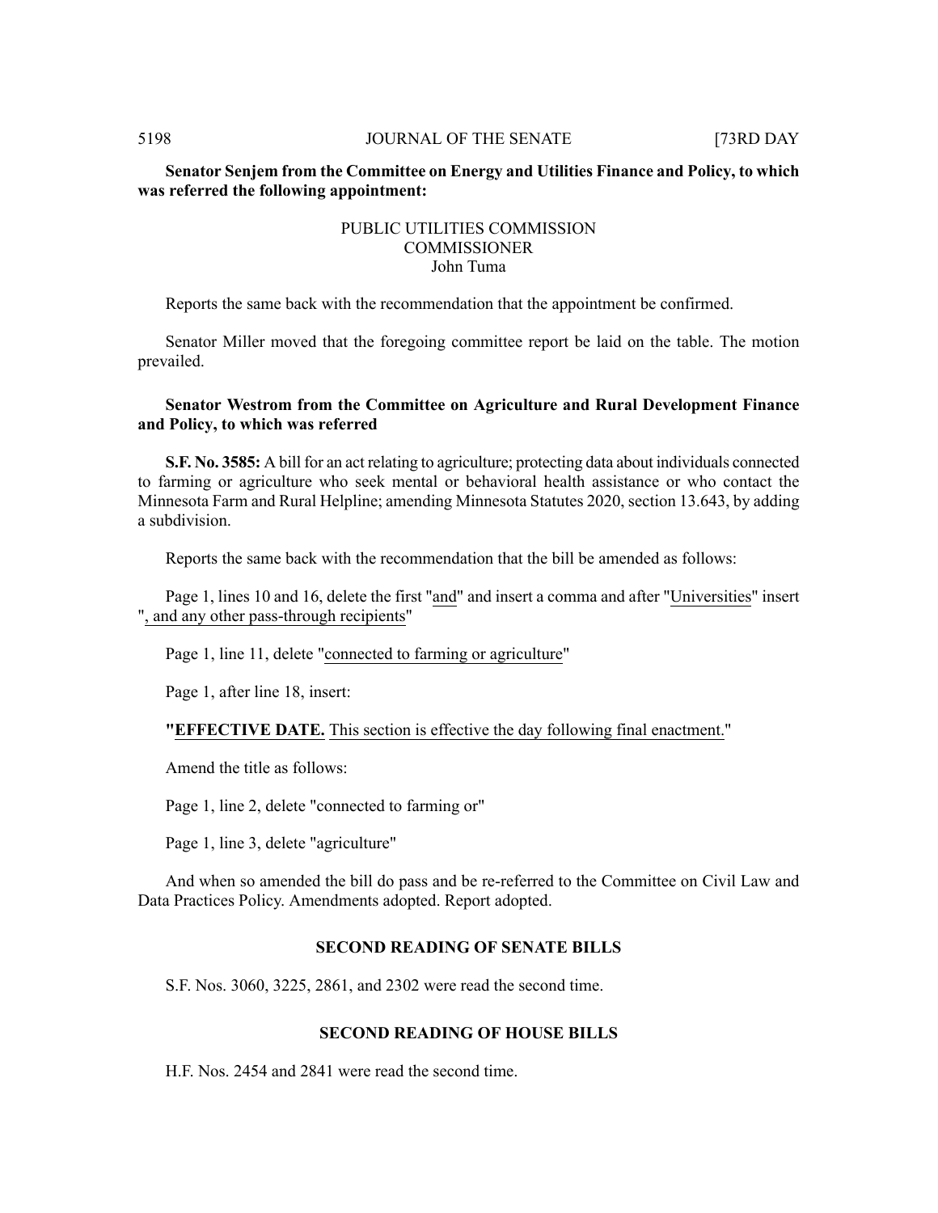**Senator Senjem from the Committee on Energy and Utilities Finance and Policy, to which was referred the following appointment:**

PUBLIC UTILITIES COMMISSION
COMMISSIONER
John Tuma

Reports the same back with the recommendation that the appointment be confirmed.

Senator Miller moved that the foregoing committee report be laid on the table. The motion prevailed.

**Senator Westrom from the Committee on Agriculture and Rural Development Finance and Policy, to which was referred**

**S.F. No. 3585:** A bill for an act relating to agriculture; protecting data about individuals connected to farming or agriculture who seek mental or behavioral health assistance or who contact the Minnesota Farm and Rural Helpline; amending Minnesota Statutes 2020, section 13.643, by adding a subdivision.

Reports the same back with the recommendation that the bill be amended as follows:

Page 1, lines 10 and 16, delete the first "and" and insert a comma and after "Universities" insert ", and any other pass-through recipients"

Page 1, line 11, delete "connected to farming or agriculture"

Page 1, after line 18, insert:

"**EFFECTIVE DATE.** This section is effective the day following final enactment."

Amend the title as follows:

Page 1, line 2, delete "connected to farming or"

Page 1, line 3, delete "agriculture"

And when so amended the bill do pass and be re-referred to the Committee on Civil Law and Data Practices Policy. Amendments adopted. Report adopted.

## SECOND READING OF SENATE BILLS

S.F. Nos. 3060, 3225, 2861, and 2302 were read the second time.

## SECOND READING OF HOUSE BILLS

H.F. Nos. 2454 and 2841 were read the second time.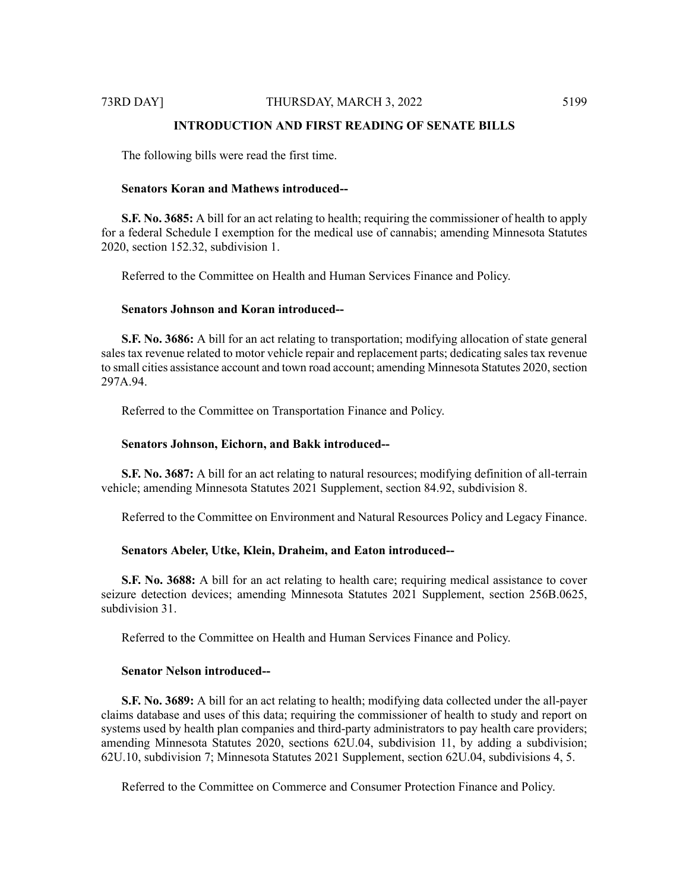## INTRODUCTION AND FIRST READING OF SENATE BILLS

The following bills were read the first time.

**Senators Koran and Mathews introduced--**

**S.F. No. 3685:** A bill for an act relating to health; requiring the commissioner of health to apply for a federal Schedule I exemption for the medical use of cannabis; amending Minnesota Statutes 2020, section 152.32, subdivision 1.

Referred to the Committee on Health and Human Services Finance and Policy.

**Senators Johnson and Koran introduced--**

**S.F. No. 3686:** A bill for an act relating to transportation; modifying allocation of state general sales tax revenue related to motor vehicle repair and replacement parts; dedicating sales tax revenue to small cities assistance account and town road account; amending Minnesota Statutes 2020, section 297A.94.

Referred to the Committee on Transportation Finance and Policy.

**Senators Johnson, Eichorn, and Bakk introduced--**

**S.F. No. 3687:** A bill for an act relating to natural resources; modifying definition of all-terrain vehicle; amending Minnesota Statutes 2021 Supplement, section 84.92, subdivision 8.

Referred to the Committee on Environment and Natural Resources Policy and Legacy Finance.

**Senators Abeler, Utke, Klein, Draheim, and Eaton introduced--**

**S.F. No. 3688:** A bill for an act relating to health care; requiring medical assistance to cover seizure detection devices; amending Minnesota Statutes 2021 Supplement, section 256B.0625, subdivision 31.

Referred to the Committee on Health and Human Services Finance and Policy.

**Senator Nelson introduced--**

**S.F. No. 3689:** A bill for an act relating to health; modifying data collected under the all-payer claims database and uses of this data; requiring the commissioner of health to study and report on systems used by health plan companies and third-party administrators to pay health care providers; amending Minnesota Statutes 2020, sections 62U.04, subdivision 11, by adding a subdivision; 62U.10, subdivision 7; Minnesota Statutes 2021 Supplement, section 62U.04, subdivisions 4, 5.

Referred to the Committee on Commerce and Consumer Protection Finance and Policy.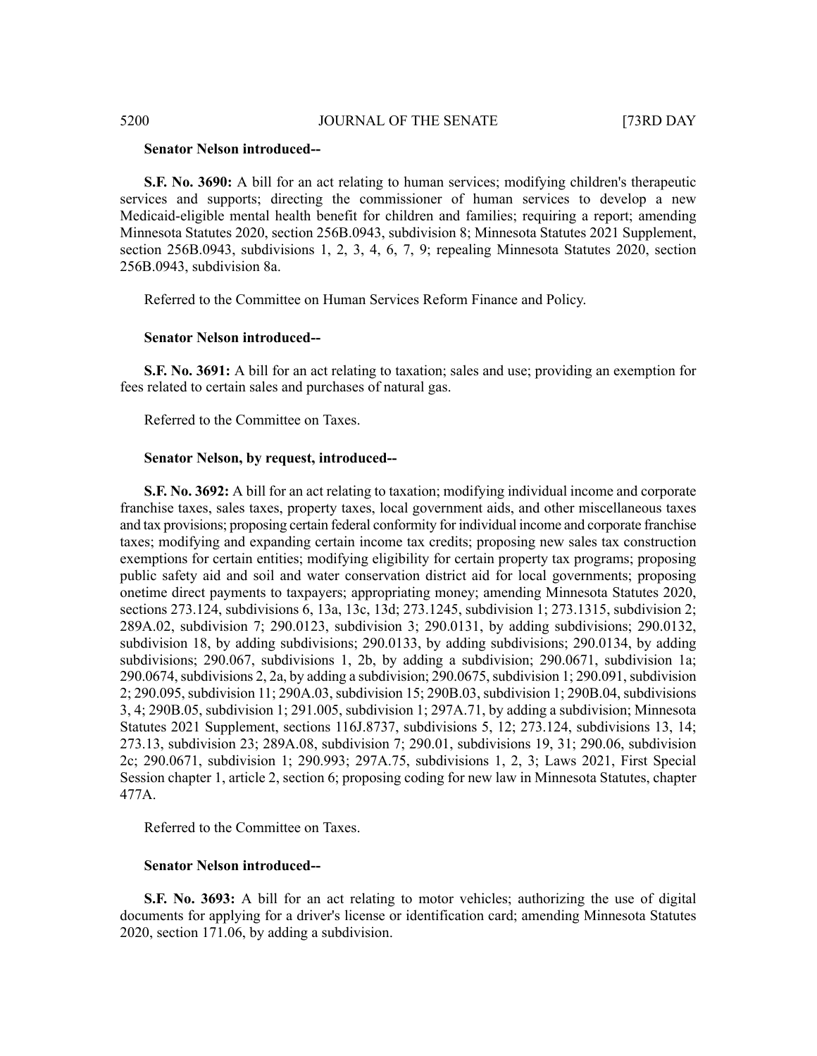**Senator Nelson introduced--**

**S.F. No. 3690:** A bill for an act relating to human services; modifying children's therapeutic services and supports; directing the commissioner of human services to develop a new Medicaid-eligible mental health benefit for children and families; requiring a report; amending Minnesota Statutes 2020, section 256B.0943, subdivision 8; Minnesota Statutes 2021 Supplement, section 256B.0943, subdivisions 1, 2, 3, 4, 6, 7, 9; repealing Minnesota Statutes 2020, section 256B.0943, subdivision 8a.

Referred to the Committee on Human Services Reform Finance and Policy.

**Senator Nelson introduced--**

**S.F. No. 3691:** A bill for an act relating to taxation; sales and use; providing an exemption for fees related to certain sales and purchases of natural gas.

Referred to the Committee on Taxes.

**Senator Nelson, by request, introduced--**

**S.F. No. 3692:** A bill for an act relating to taxation; modifying individual income and corporate franchise taxes, sales taxes, property taxes, local government aids, and other miscellaneous taxes and tax provisions; proposing certain federal conformity for individual income and corporate franchise taxes; modifying and expanding certain income tax credits; proposing new sales tax construction exemptions for certain entities; modifying eligibility for certain property tax programs; proposing public safety aid and soil and water conservation district aid for local governments; proposing onetime direct payments to taxpayers; appropriating money; amending Minnesota Statutes 2020, sections 273.124, subdivisions 6, 13a, 13c, 13d; 273.1245, subdivision 1; 273.1315, subdivision 2; 289A.02, subdivision 7; 290.0123, subdivision 3; 290.0131, by adding subdivisions; 290.0132, subdivision 18, by adding subdivisions; 290.0133, by adding subdivisions; 290.0134, by adding subdivisions; 290.067, subdivisions 1, 2b, by adding a subdivision; 290.0671, subdivision 1a; 290.0674, subdivisions 2, 2a, by adding a subdivision; 290.0675, subdivision 1; 290.091, subdivision 2; 290.095, subdivision 11; 290A.03, subdivision 15; 290B.03, subdivision 1; 290B.04, subdivisions 3, 4; 290B.05, subdivision 1; 291.005, subdivision 1; 297A.71, by adding a subdivision; Minnesota Statutes 2021 Supplement, sections 116J.8737, subdivisions 5, 12; 273.124, subdivisions 13, 14; 273.13, subdivision 23; 289A.08, subdivision 7; 290.01, subdivisions 19, 31; 290.06, subdivision 2c; 290.0671, subdivision 1; 290.993; 297A.75, subdivisions 1, 2, 3; Laws 2021, First Special Session chapter 1, article 2, section 6; proposing coding for new law in Minnesota Statutes, chapter 477A.

Referred to the Committee on Taxes.

**Senator Nelson introduced--**

**S.F. No. 3693:** A bill for an act relating to motor vehicles; authorizing the use of digital documents for applying for a driver's license or identification card; amending Minnesota Statutes 2020, section 171.06, by adding a subdivision.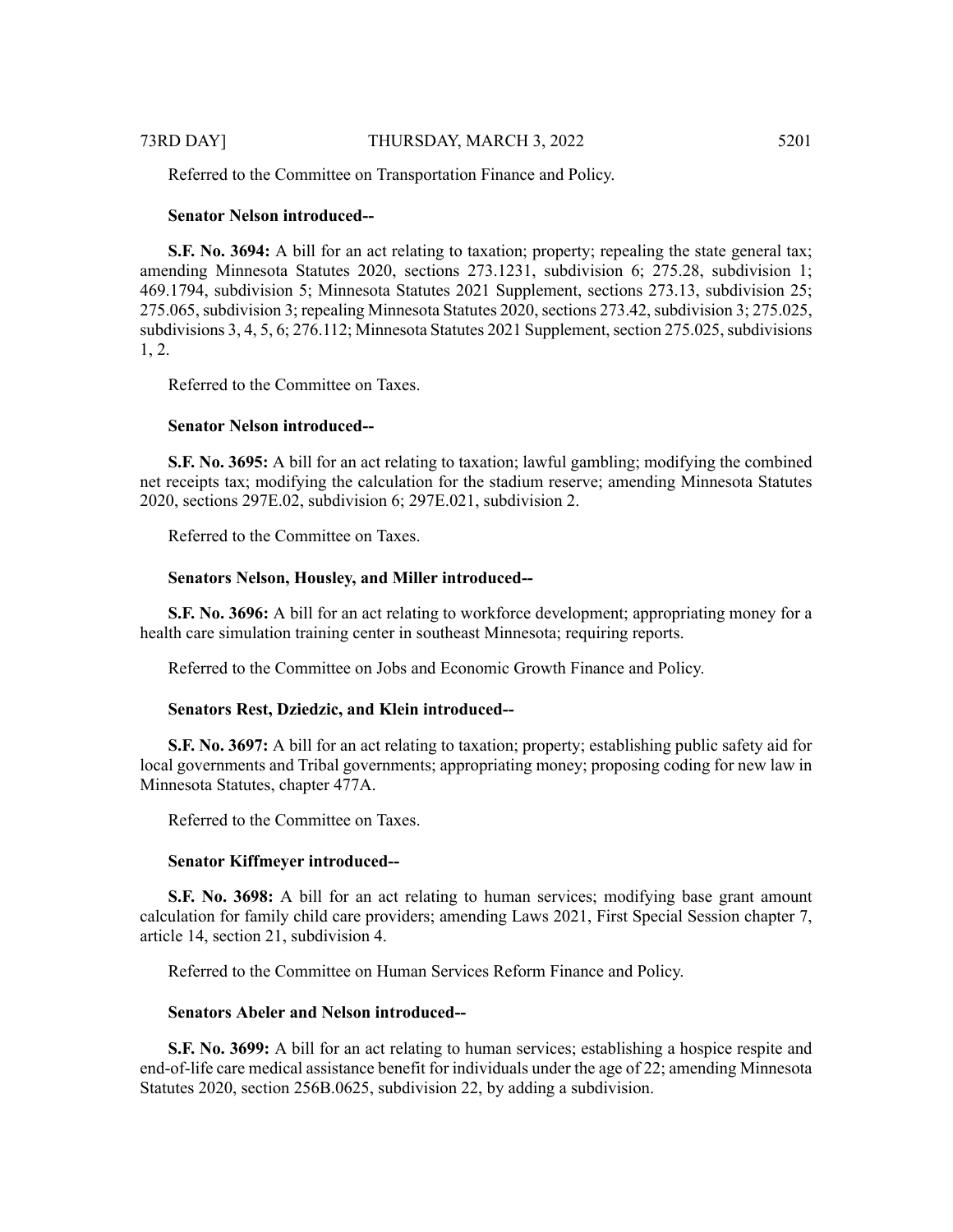Referred to the Committee on Transportation Finance and Policy.

**Senator Nelson introduced--**

**S.F. No. 3694:** A bill for an act relating to taxation; property; repealing the state general tax; amending Minnesota Statutes 2020, sections 273.1231, subdivision 6; 275.28, subdivision 1; 469.1794, subdivision 5; Minnesota Statutes 2021 Supplement, sections 273.13, subdivision 25; 275.065, subdivision 3; repealing Minnesota Statutes 2020, sections 273.42, subdivision 3; 275.025, subdivisions 3, 4, 5, 6; 276.112; Minnesota Statutes 2021 Supplement, section 275.025, subdivisions 1, 2.

Referred to the Committee on Taxes.

**Senator Nelson introduced--**

**S.F. No. 3695:** A bill for an act relating to taxation; lawful gambling; modifying the combined net receipts tax; modifying the calculation for the stadium reserve; amending Minnesota Statutes 2020, sections 297E.02, subdivision 6; 297E.021, subdivision 2.

Referred to the Committee on Taxes.

**Senators Nelson, Housley, and Miller introduced--**

**S.F. No. 3696:** A bill for an act relating to workforce development; appropriating money for a health care simulation training center in southeast Minnesota; requiring reports.

Referred to the Committee on Jobs and Economic Growth Finance and Policy.

**Senators Rest, Dziedzic, and Klein introduced--**

**S.F. No. 3697:** A bill for an act relating to taxation; property; establishing public safety aid for local governments and Tribal governments; appropriating money; proposing coding for new law in Minnesota Statutes, chapter 477A.

Referred to the Committee on Taxes.

**Senator Kiffmeyer introduced--**

**S.F. No. 3698:** A bill for an act relating to human services; modifying base grant amount calculation for family child care providers; amending Laws 2021, First Special Session chapter 7, article 14, section 21, subdivision 4.

Referred to the Committee on Human Services Reform Finance and Policy.

**Senators Abeler and Nelson introduced--**

**S.F. No. 3699:** A bill for an act relating to human services; establishing a hospice respite and end-of-life care medical assistance benefit for individuals under the age of 22; amending Minnesota Statutes 2020, section 256B.0625, subdivision 22, by adding a subdivision.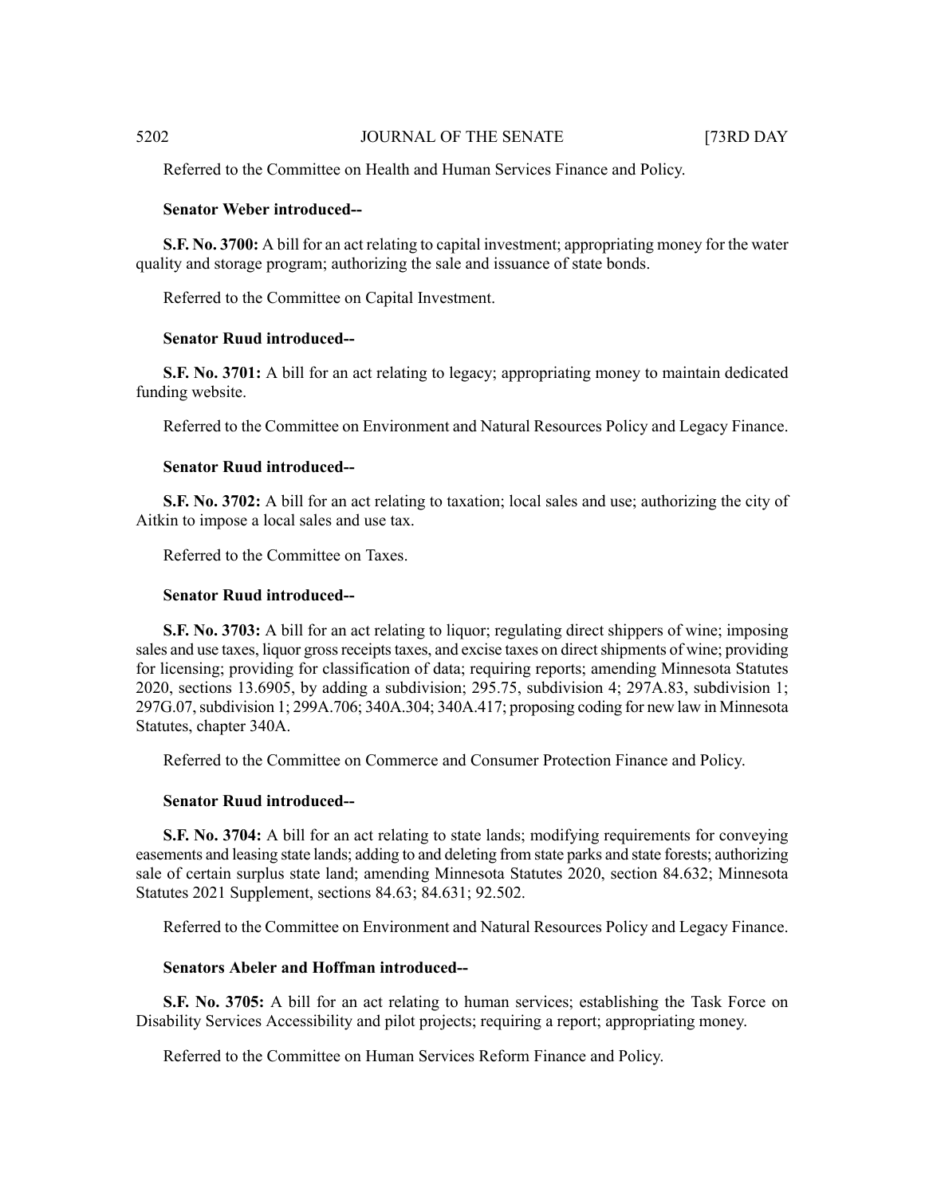Referred to the Committee on Health and Human Services Finance and Policy.

**Senator Weber introduced--**

**S.F. No. 3700:** A bill for an act relating to capital investment; appropriating money for the water quality and storage program; authorizing the sale and issuance of state bonds.

Referred to the Committee on Capital Investment.

**Senator Ruud introduced--**

**S.F. No. 3701:** A bill for an act relating to legacy; appropriating money to maintain dedicated funding website.

Referred to the Committee on Environment and Natural Resources Policy and Legacy Finance.

**Senator Ruud introduced--**

**S.F. No. 3702:** A bill for an act relating to taxation; local sales and use; authorizing the city of Aitkin to impose a local sales and use tax.

Referred to the Committee on Taxes.

**Senator Ruud introduced--**

**S.F. No. 3703:** A bill for an act relating to liquor; regulating direct shippers of wine; imposing sales and use taxes, liquor gross receipts taxes, and excise taxes on direct shipments of wine; providing for licensing; providing for classification of data; requiring reports; amending Minnesota Statutes 2020, sections 13.6905, by adding a subdivision; 295.75, subdivision 4; 297A.83, subdivision 1; 297G.07, subdivision 1; 299A.706; 340A.304; 340A.417; proposing coding for new law in Minnesota Statutes, chapter 340A.

Referred to the Committee on Commerce and Consumer Protection Finance and Policy.

**Senator Ruud introduced--**

**S.F. No. 3704:** A bill for an act relating to state lands; modifying requirements for conveying easements and leasing state lands; adding to and deleting from state parks and state forests; authorizing sale of certain surplus state land; amending Minnesota Statutes 2020, section 84.632; Minnesota Statutes 2021 Supplement, sections 84.63; 84.631; 92.502.

Referred to the Committee on Environment and Natural Resources Policy and Legacy Finance.

**Senators Abeler and Hoffman introduced--**

**S.F. No. 3705:** A bill for an act relating to human services; establishing the Task Force on Disability Services Accessibility and pilot projects; requiring a report; appropriating money.

Referred to the Committee on Human Services Reform Finance and Policy.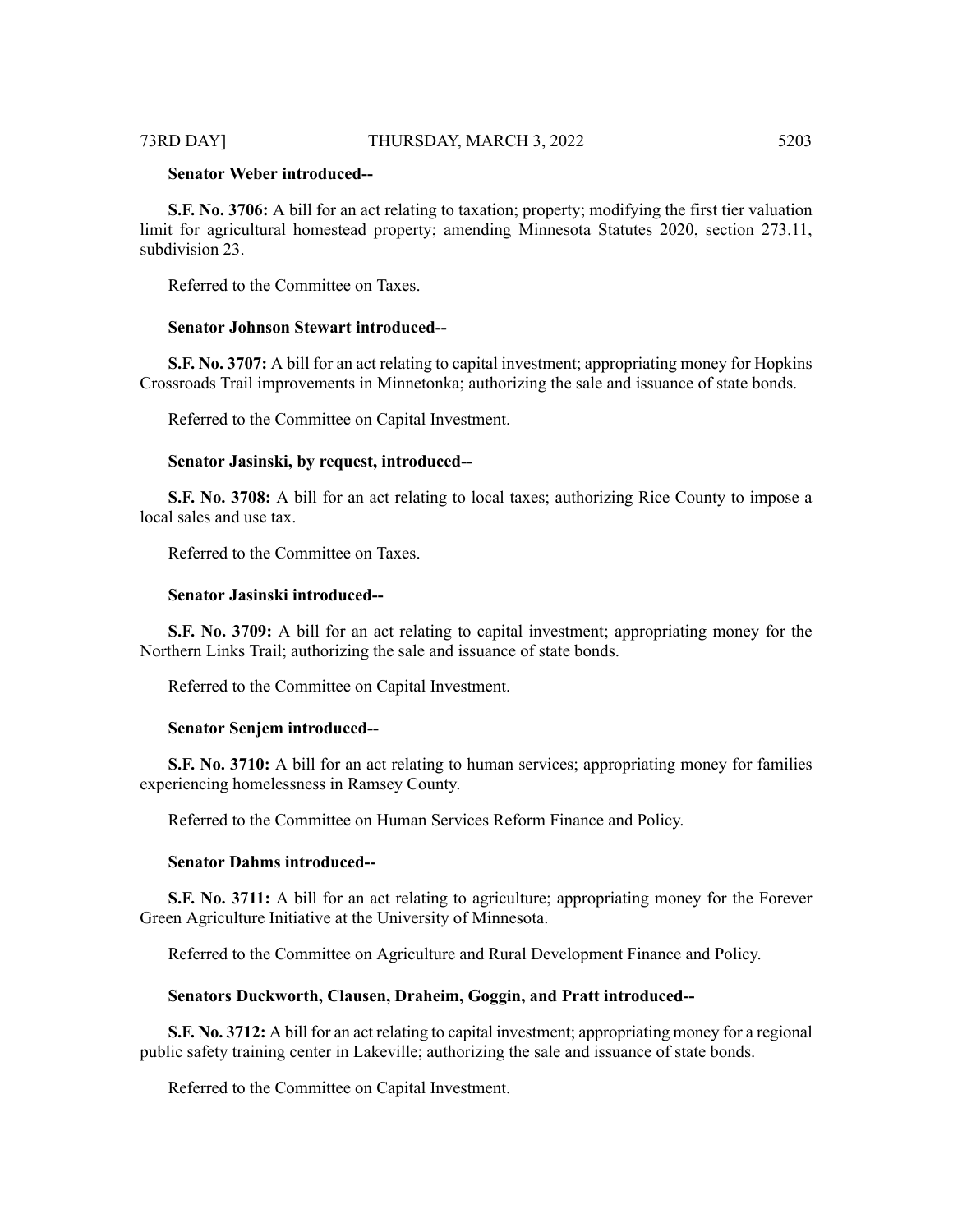**Senator Weber introduced--**

**S.F. No. 3706:** A bill for an act relating to taxation; property; modifying the first tier valuation limit for agricultural homestead property; amending Minnesota Statutes 2020, section 273.11, subdivision 23.

Referred to the Committee on Taxes.

**Senator Johnson Stewart introduced--**

**S.F. No. 3707:** A bill for an act relating to capital investment; appropriating money for Hopkins Crossroads Trail improvements in Minnetonka; authorizing the sale and issuance of state bonds.

Referred to the Committee on Capital Investment.

**Senator Jasinski, by request, introduced--**

**S.F. No. 3708:** A bill for an act relating to local taxes; authorizing Rice County to impose a local sales and use tax.

Referred to the Committee on Taxes.

**Senator Jasinski introduced--**

**S.F. No. 3709:** A bill for an act relating to capital investment; appropriating money for the Northern Links Trail; authorizing the sale and issuance of state bonds.

Referred to the Committee on Capital Investment.

**Senator Senjem introduced--**

**S.F. No. 3710:** A bill for an act relating to human services; appropriating money for families experiencing homelessness in Ramsey County.

Referred to the Committee on Human Services Reform Finance and Policy.

**Senator Dahms introduced--**

**S.F. No. 3711:** A bill for an act relating to agriculture; appropriating money for the Forever Green Agriculture Initiative at the University of Minnesota.

Referred to the Committee on Agriculture and Rural Development Finance and Policy.

**Senators Duckworth, Clausen, Draheim, Goggin, and Pratt introduced--**

**S.F. No. 3712:** A bill for an act relating to capital investment; appropriating money for a regional public safety training center in Lakeville; authorizing the sale and issuance of state bonds.

Referred to the Committee on Capital Investment.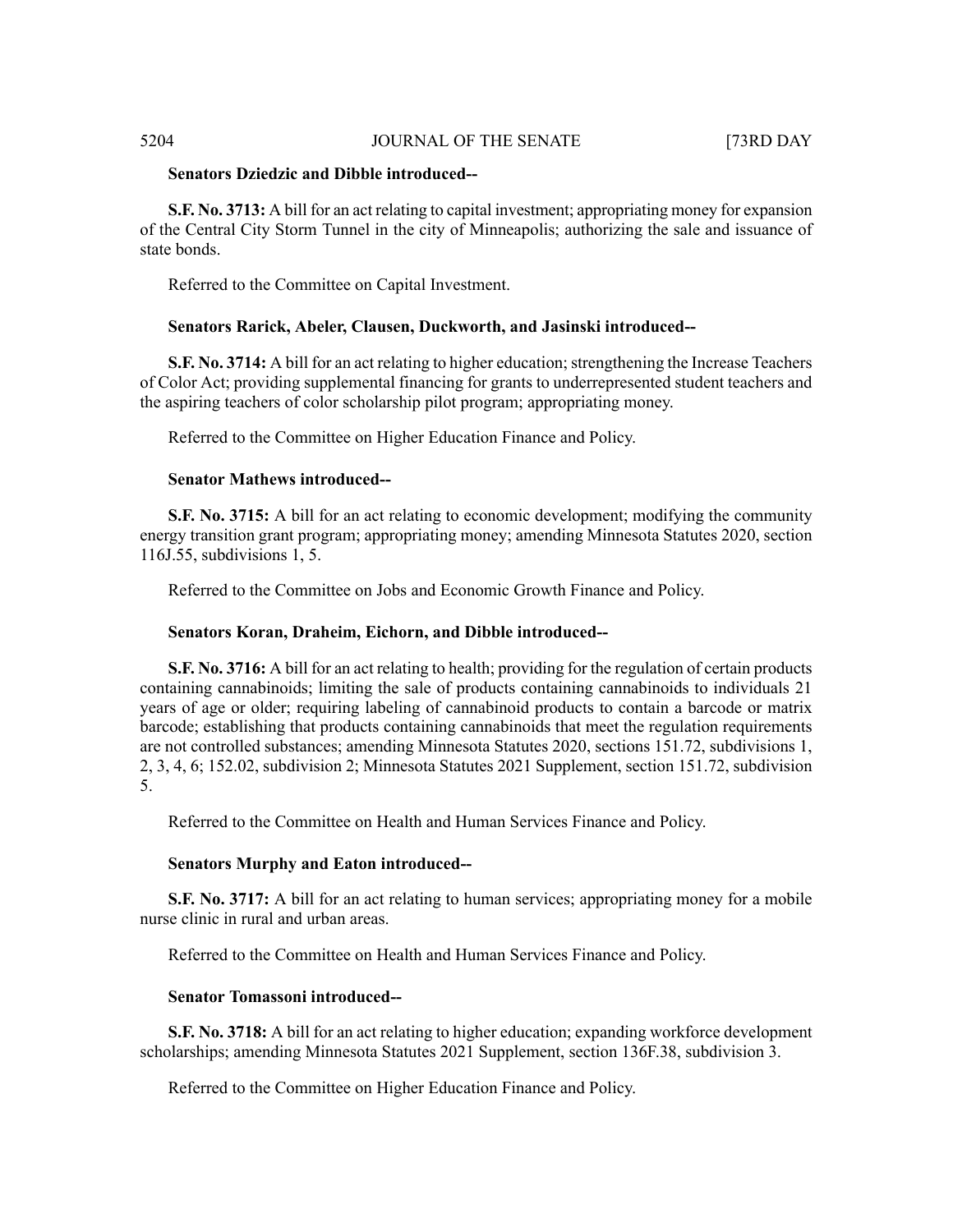**Senators Dziedzic and Dibble introduced--**

**S.F. No. 3713:** A bill for an act relating to capital investment; appropriating money for expansion of the Central City Storm Tunnel in the city of Minneapolis; authorizing the sale and issuance of state bonds.

Referred to the Committee on Capital Investment.

**Senators Rarick, Abeler, Clausen, Duckworth, and Jasinski introduced--**

**S.F. No. 3714:** A bill for an act relating to higher education; strengthening the Increase Teachers of Color Act; providing supplemental financing for grants to underrepresented student teachers and the aspiring teachers of color scholarship pilot program; appropriating money.

Referred to the Committee on Higher Education Finance and Policy.

**Senator Mathews introduced--**

**S.F. No. 3715:** A bill for an act relating to economic development; modifying the community energy transition grant program; appropriating money; amending Minnesota Statutes 2020, section 116J.55, subdivisions 1, 5.

Referred to the Committee on Jobs and Economic Growth Finance and Policy.

**Senators Koran, Draheim, Eichorn, and Dibble introduced--**

**S.F. No. 3716:** A bill for an act relating to health; providing for the regulation of certain products containing cannabinoids; limiting the sale of products containing cannabinoids to individuals 21 years of age or older; requiring labeling of cannabinoid products to contain a barcode or matrix barcode; establishing that products containing cannabinoids that meet the regulation requirements are not controlled substances; amending Minnesota Statutes 2020, sections 151.72, subdivisions 1, 2, 3, 4, 6; 152.02, subdivision 2; Minnesota Statutes 2021 Supplement, section 151.72, subdivision 5.

Referred to the Committee on Health and Human Services Finance and Policy.

**Senators Murphy and Eaton introduced--**

**S.F. No. 3717:** A bill for an act relating to human services; appropriating money for a mobile nurse clinic in rural and urban areas.

Referred to the Committee on Health and Human Services Finance and Policy.

**Senator Tomassoni introduced--**

**S.F. No. 3718:** A bill for an act relating to higher education; expanding workforce development scholarships; amending Minnesota Statutes 2021 Supplement, section 136F.38, subdivision 3.

Referred to the Committee on Higher Education Finance and Policy.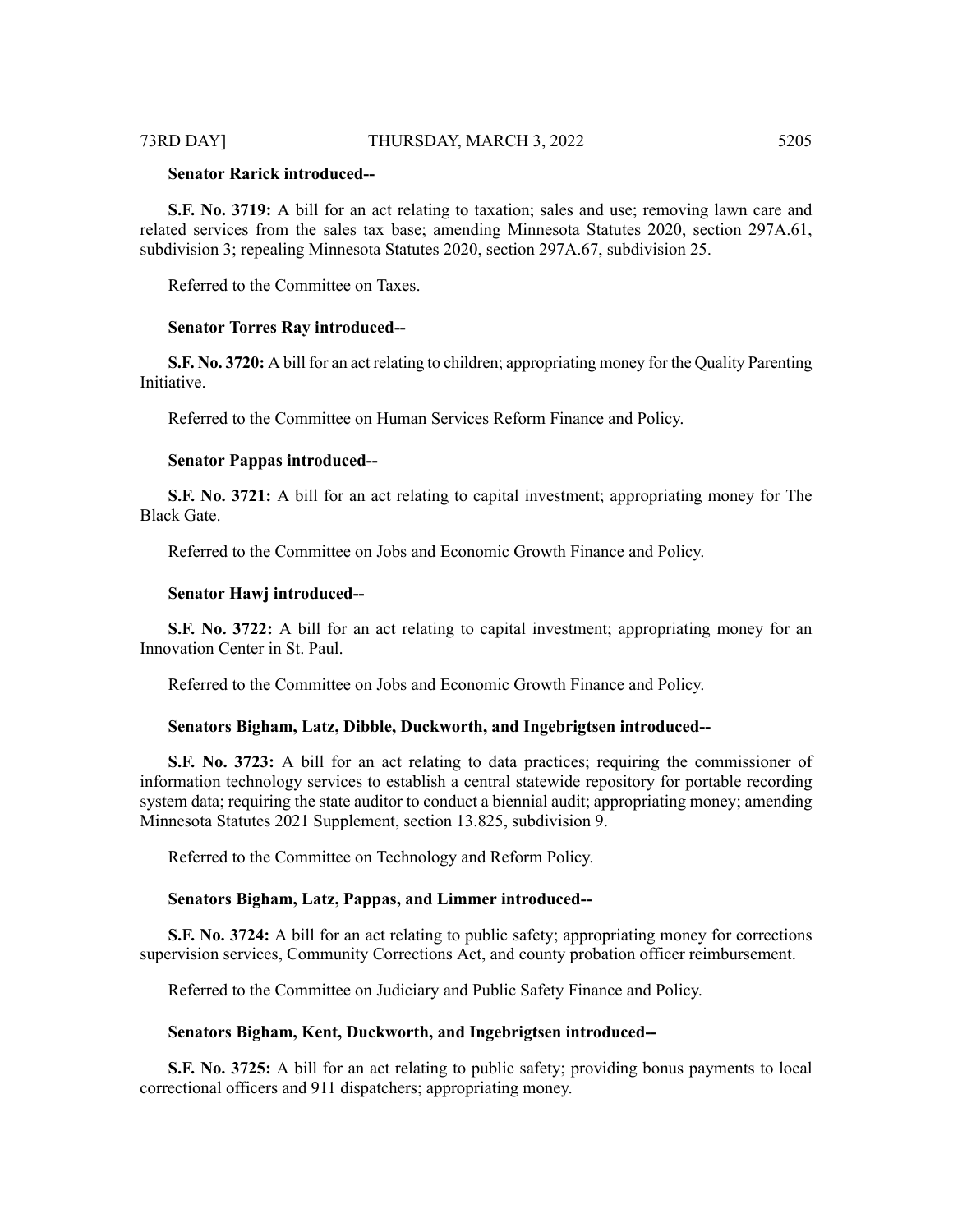**Senator Rarick introduced--**

**S.F. No. 3719:** A bill for an act relating to taxation; sales and use; removing lawn care and related services from the sales tax base; amending Minnesota Statutes 2020, section 297A.61, subdivision 3; repealing Minnesota Statutes 2020, section 297A.67, subdivision 25.

Referred to the Committee on Taxes.

**Senator Torres Ray introduced--**

**S.F. No. 3720:** A bill for an act relating to children; appropriating money for the Quality Parenting Initiative.

Referred to the Committee on Human Services Reform Finance and Policy.

**Senator Pappas introduced--**

**S.F. No. 3721:** A bill for an act relating to capital investment; appropriating money for The Black Gate.

Referred to the Committee on Jobs and Economic Growth Finance and Policy.

**Senator Hawj introduced--**

**S.F. No. 3722:** A bill for an act relating to capital investment; appropriating money for an Innovation Center in St. Paul.

Referred to the Committee on Jobs and Economic Growth Finance and Policy.

**Senators Bigham, Latz, Dibble, Duckworth, and Ingebrigtsen introduced--**

**S.F. No. 3723:** A bill for an act relating to data practices; requiring the commissioner of information technology services to establish a central statewide repository for portable recording system data; requiring the state auditor to conduct a biennial audit; appropriating money; amending Minnesota Statutes 2021 Supplement, section 13.825, subdivision 9.

Referred to the Committee on Technology and Reform Policy.

**Senators Bigham, Latz, Pappas, and Limmer introduced--**

**S.F. No. 3724:** A bill for an act relating to public safety; appropriating money for corrections supervision services, Community Corrections Act, and county probation officer reimbursement.

Referred to the Committee on Judiciary and Public Safety Finance and Policy.

**Senators Bigham, Kent, Duckworth, and Ingebrigtsen introduced--**

**S.F. No. 3725:** A bill for an act relating to public safety; providing bonus payments to local correctional officers and 911 dispatchers; appropriating money.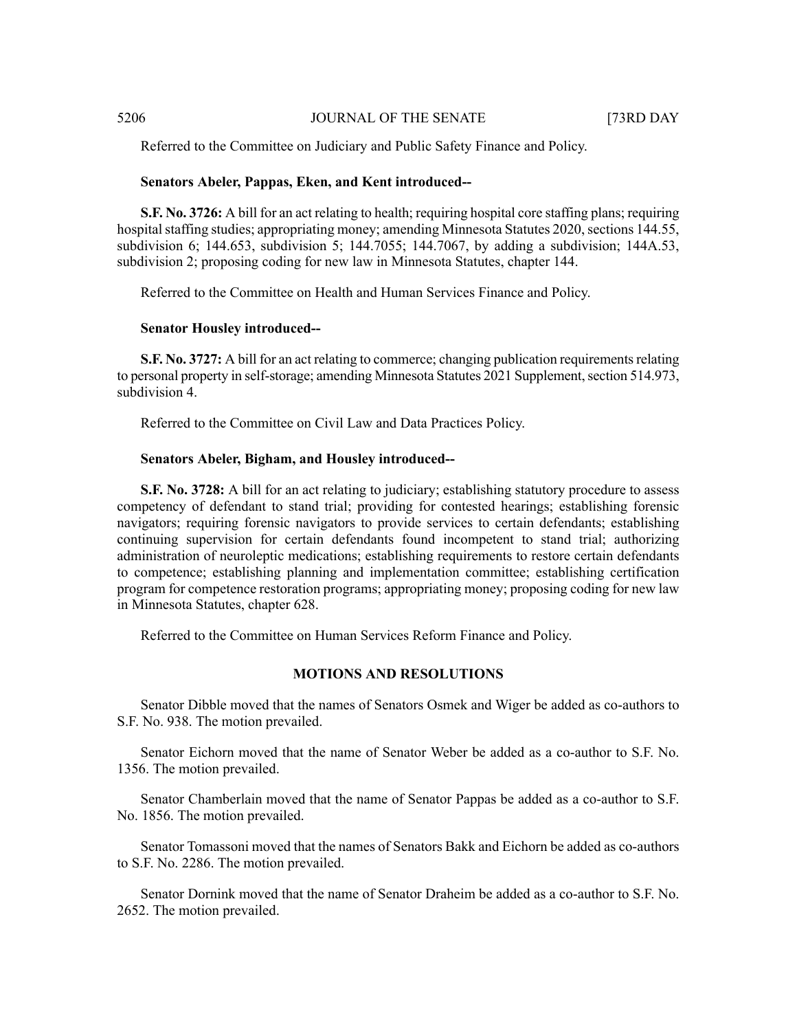Referred to the Committee on Judiciary and Public Safety Finance and Policy.

**Senators Abeler, Pappas, Eken, and Kent introduced--**

**S.F. No. 3726:** A bill for an act relating to health; requiring hospital core staffing plans; requiring hospital staffing studies; appropriating money; amending Minnesota Statutes 2020, sections 144.55, subdivision 6; 144.653, subdivision 5; 144.7055; 144.7067, by adding a subdivision; 144A.53, subdivision 2; proposing coding for new law in Minnesota Statutes, chapter 144.

Referred to the Committee on Health and Human Services Finance and Policy.

**Senator Housley introduced--**

**S.F. No. 3727:** A bill for an act relating to commerce; changing publication requirements relating to personal property in self-storage; amending Minnesota Statutes 2021 Supplement, section 514.973, subdivision 4.

Referred to the Committee on Civil Law and Data Practices Policy.

**Senators Abeler, Bigham, and Housley introduced--**

**S.F. No. 3728:** A bill for an act relating to judiciary; establishing statutory procedure to assess competency of defendant to stand trial; providing for contested hearings; establishing forensic navigators; requiring forensic navigators to provide services to certain defendants; establishing continuing supervision for certain defendants found incompetent to stand trial; authorizing administration of neuroleptic medications; establishing requirements to restore certain defendants to competence; establishing planning and implementation committee; establishing certification program for competence restoration programs; appropriating money; proposing coding for new law in Minnesota Statutes, chapter 628.

Referred to the Committee on Human Services Reform Finance and Policy.

## MOTIONS AND RESOLUTIONS

Senator Dibble moved that the names of Senators Osmek and Wiger be added as co-authors to S.F. No. 938. The motion prevailed.

Senator Eichorn moved that the name of Senator Weber be added as a co-author to S.F. No. 1356. The motion prevailed.

Senator Chamberlain moved that the name of Senator Pappas be added as a co-author to S.F. No. 1856. The motion prevailed.

Senator Tomassoni moved that the names of Senators Bakk and Eichorn be added as co-authors to S.F. No. 2286. The motion prevailed.

Senator Dornink moved that the name of Senator Draheim be added as a co-author to S.F. No. 2652. The motion prevailed.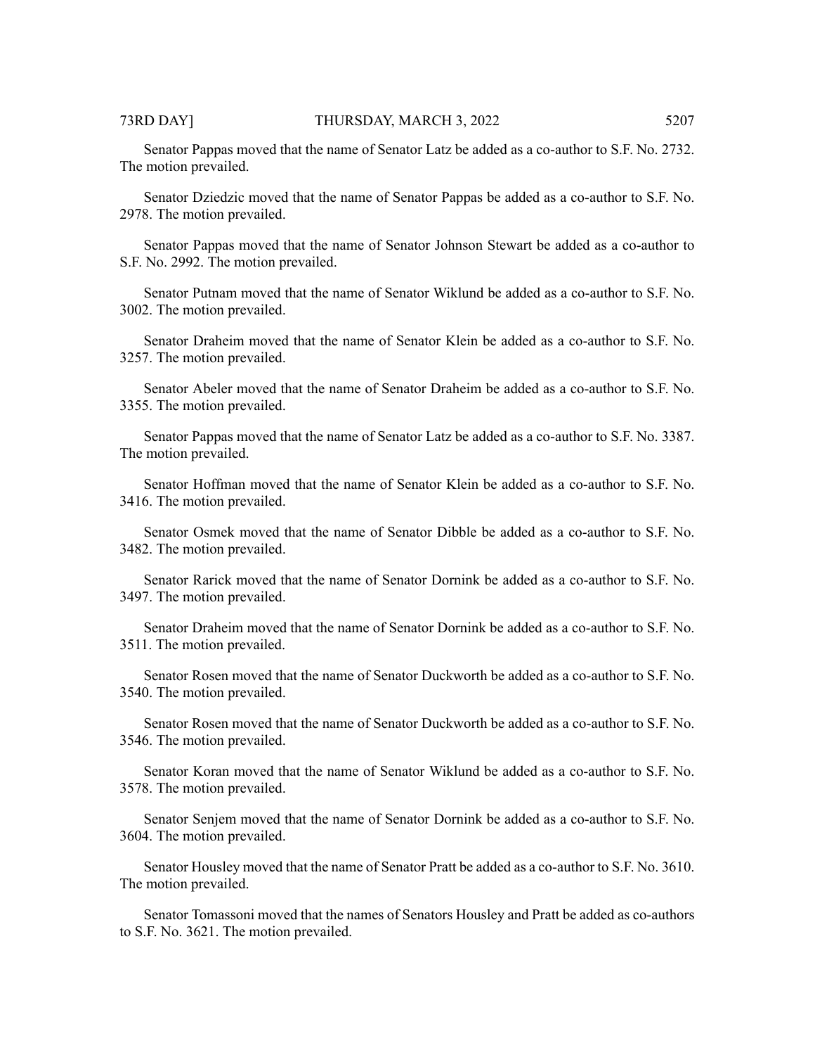Senator Pappas moved that the name of Senator Latz be added as a co-author to S.F. No. 2732. The motion prevailed.

Senator Dziedzic moved that the name of Senator Pappas be added as a co-author to S.F. No. 2978. The motion prevailed.

Senator Pappas moved that the name of Senator Johnson Stewart be added as a co-author to S.F. No. 2992. The motion prevailed.

Senator Putnam moved that the name of Senator Wiklund be added as a co-author to S.F. No. 3002. The motion prevailed.

Senator Draheim moved that the name of Senator Klein be added as a co-author to S.F. No. 3257. The motion prevailed.

Senator Abeler moved that the name of Senator Draheim be added as a co-author to S.F. No. 3355. The motion prevailed.

Senator Pappas moved that the name of Senator Latz be added as a co-author to S.F. No. 3387. The motion prevailed.

Senator Hoffman moved that the name of Senator Klein be added as a co-author to S.F. No. 3416. The motion prevailed.

Senator Osmek moved that the name of Senator Dibble be added as a co-author to S.F. No. 3482. The motion prevailed.

Senator Rarick moved that the name of Senator Dornink be added as a co-author to S.F. No. 3497. The motion prevailed.

Senator Draheim moved that the name of Senator Dornink be added as a co-author to S.F. No. 3511. The motion prevailed.

Senator Rosen moved that the name of Senator Duckworth be added as a co-author to S.F. No. 3540. The motion prevailed.

Senator Rosen moved that the name of Senator Duckworth be added as a co-author to S.F. No. 3546. The motion prevailed.

Senator Koran moved that the name of Senator Wiklund be added as a co-author to S.F. No. 3578. The motion prevailed.

Senator Senjem moved that the name of Senator Dornink be added as a co-author to S.F. No. 3604. The motion prevailed.

Senator Housley moved that the name of Senator Pratt be added as a co-author to S.F. No. 3610. The motion prevailed.

Senator Tomassoni moved that the names of Senators Housley and Pratt be added as co-authors to S.F. No. 3621. The motion prevailed.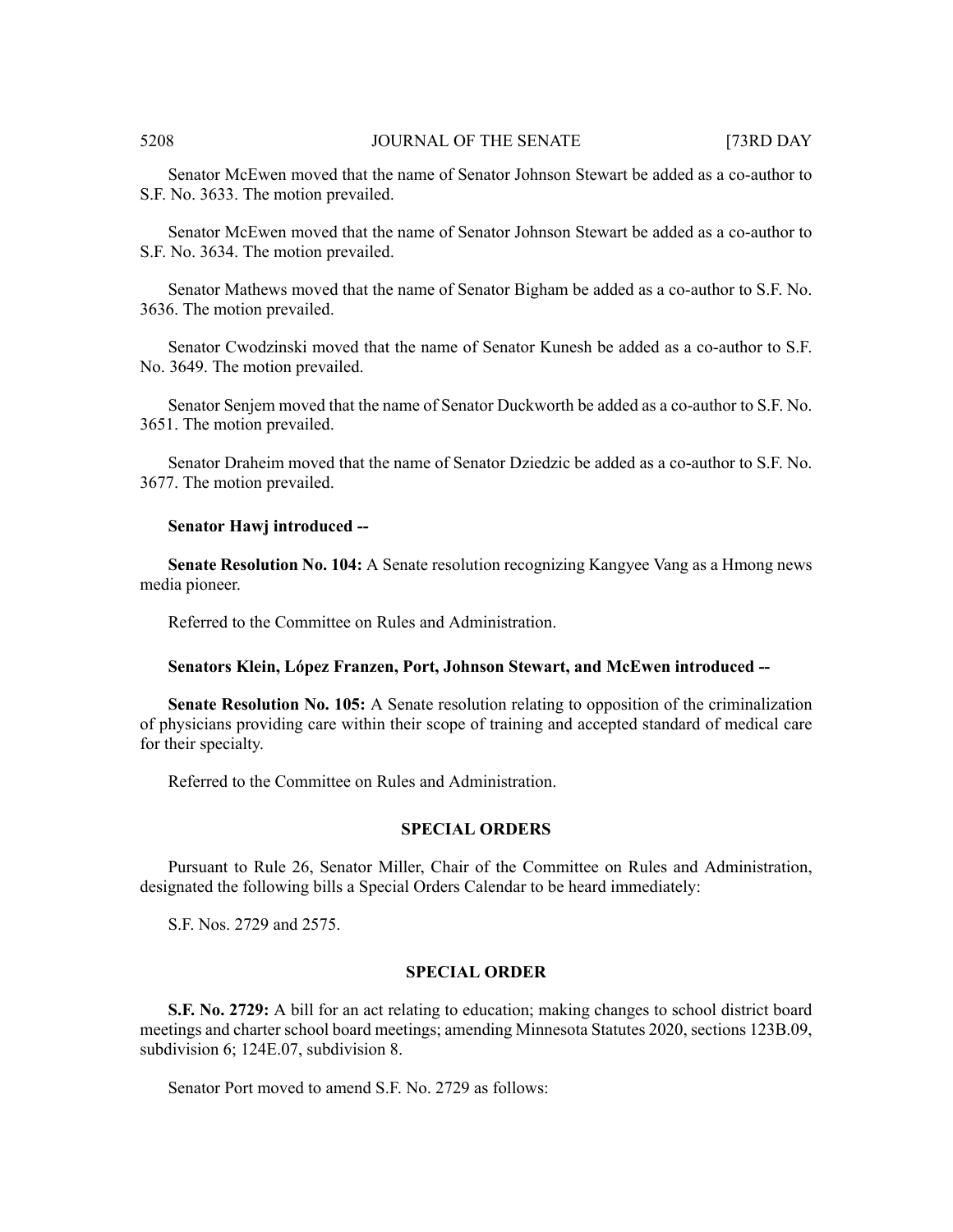Senator McEwen moved that the name of Senator Johnson Stewart be added as a co-author to S.F. No. 3633. The motion prevailed.

Senator McEwen moved that the name of Senator Johnson Stewart be added as a co-author to S.F. No. 3634. The motion prevailed.

Senator Mathews moved that the name of Senator Bigham be added as a co-author to S.F. No. 3636. The motion prevailed.

Senator Cwodzinski moved that the name of Senator Kunesh be added as a co-author to S.F. No. 3649. The motion prevailed.

Senator Senjem moved that the name of Senator Duckworth be added as a co-author to S.F. No. 3651. The motion prevailed.

Senator Draheim moved that the name of Senator Dziedzic be added as a co-author to S.F. No. 3677. The motion prevailed.

**Senator Hawj introduced --**

**Senate Resolution No. 104:** A Senate resolution recognizing Kangyee Vang as a Hmong news media pioneer.

Referred to the Committee on Rules and Administration.

**Senators Klein, López Franzen, Port, Johnson Stewart, and McEwen introduced --**

**Senate Resolution No. 105:** A Senate resolution relating to opposition of the criminalization of physicians providing care within their scope of training and accepted standard of medical care for their specialty.

Referred to the Committee on Rules and Administration.

## SPECIAL ORDERS

Pursuant to Rule 26, Senator Miller, Chair of the Committee on Rules and Administration, designated the following bills a Special Orders Calendar to be heard immediately:

S.F. Nos. 2729 and 2575.

## SPECIAL ORDER

**S.F. No. 2729:** A bill for an act relating to education; making changes to school district board meetings and charter school board meetings; amending Minnesota Statutes 2020, sections 123B.09, subdivision 6; 124E.07, subdivision 8.

Senator Port moved to amend S.F. No. 2729 as follows: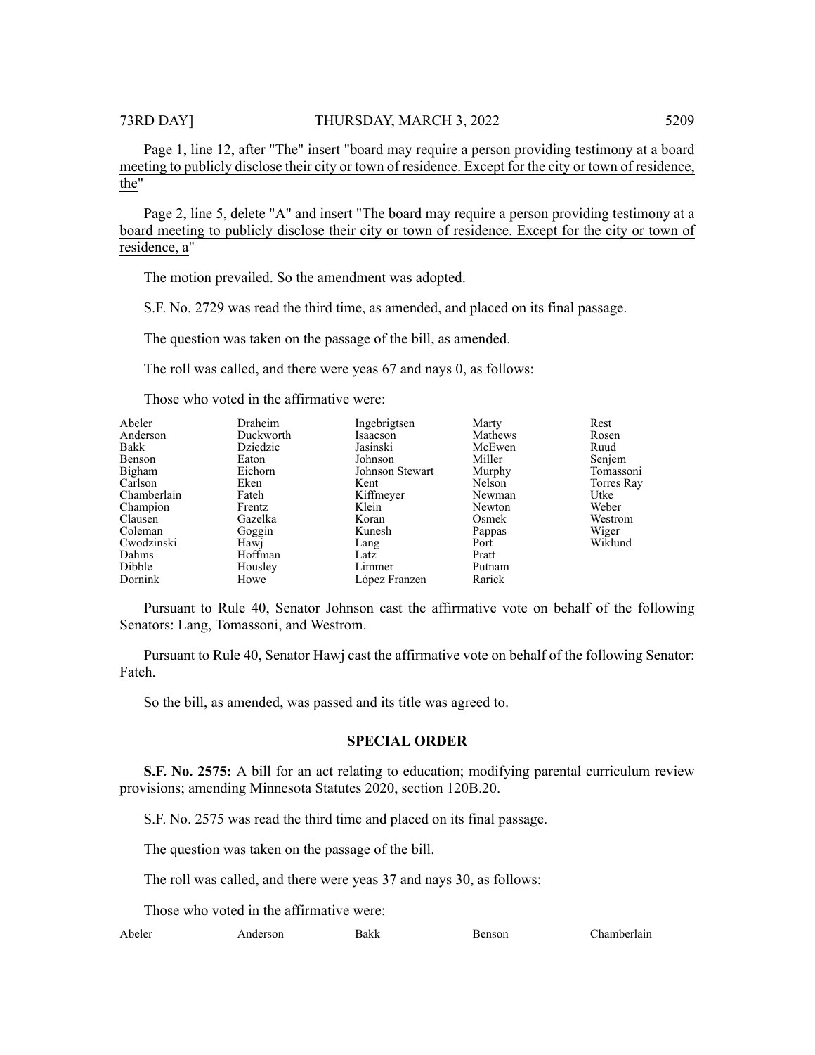Page 1, line 12, after "The" insert "board may require a person providing testimony at a board meeting to publicly disclose their city or town of residence. Except for the city or town of residence, the"

Page 2, line 5, delete "A" and insert "The board may require a person providing testimony at a board meeting to publicly disclose their city or town of residence. Except for the city or town of residence, a"

The motion prevailed. So the amendment was adopted.

S.F. No. 2729 was read the third time, as amended, and placed on its final passage.

The question was taken on the passage of the bill, as amended.

The roll was called, and there were yeas 67 and nays 0, as follows:

Those who voted in the affirmative were:

| | | | | |
|---|---|---|---|---|
| Abeler | Draheim | Ingebrigtsen | Marty | Rest |
| Anderson | Duckworth | Isaacson | Mathews | Rosen |
| Bakk | Dziedzic | Jasinski | McEwen | Ruud |
| Benson | Eaton | Johnson | Miller | Senjem |
| Bigham | Eichorn | Johnson Stewart | Murphy | Tomassoni |
| Carlson | Eken | Kent | Nelson | Torres Ray |
| Chamberlain | Fateh | Kiffmeyer | Newman | Utke |
| Champion | Frentz | Klein | Newton | Weber |
| Clausen | Gazelka | Koran | Osmek | Westrom |
| Coleman | Goggin | Kunesh | Pappas | Wiger |
| Cwodzinski | Hawj | Lang | Port | Wiklund |
| Dahms | Hoffman | Latz | Pratt | |
| Dibble | Housley | Limmer | Putnam | |
| Dornink | Howe | López Franzen | Rarick | |

Pursuant to Rule 40, Senator Johnson cast the affirmative vote on behalf of the following Senators: Lang, Tomassoni, and Westrom.

Pursuant to Rule 40, Senator Hawj cast the affirmative vote on behalf of the following Senator: Fateh.

So the bill, as amended, was passed and its title was agreed to.

## SPECIAL ORDER

**S.F. No. 2575:** A bill for an act relating to education; modifying parental curriculum review provisions; amending Minnesota Statutes 2020, section 120B.20.

S.F. No. 2575 was read the third time and placed on its final passage.

The question was taken on the passage of the bill.

The roll was called, and there were yeas 37 and nays 30, as follows:

Those who voted in the affirmative were:

| | | | | |
|---|---|---|---|---|
| Abeler | Anderson | Bakk | Benson | Chamberlain |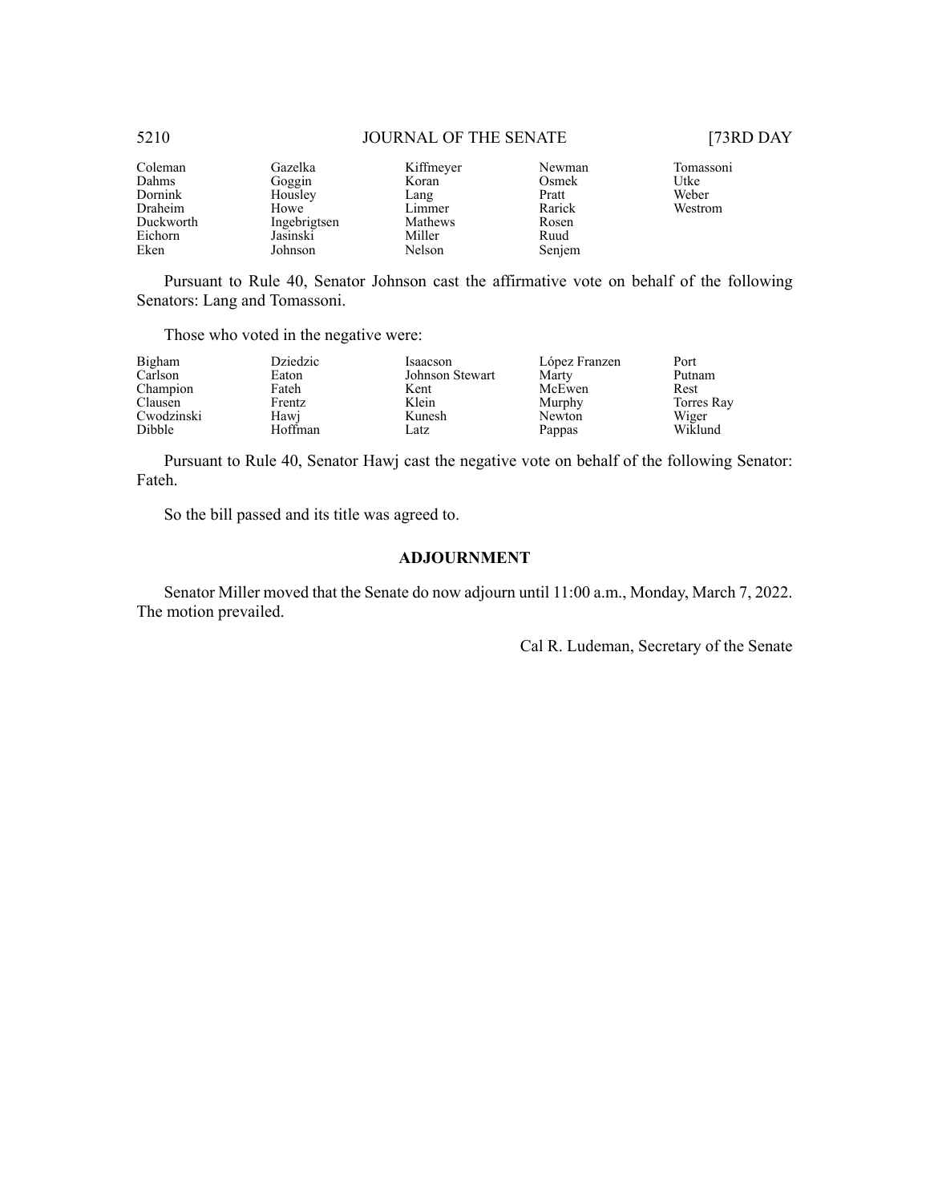| | | | | |
|---|---|---|---|---|
| Coleman | Gazelka | Kiffmeyer | Newman | Tomassoni |
| Dahms | Goggin | Koran | Osmek | Utke |
| Dornink | Housley | Lang | Pratt | Weber |
| Draheim | Howe | Limmer | Rarick | Westrom |
| Duckworth | Ingebrigtsen | Mathews | Rosen | |
| Eichorn | Jasinski | Miller | Ruud | |
| Eken | Johnson | Nelson | Senjem | |

Pursuant to Rule 40, Senator Johnson cast the affirmative vote on behalf of the following Senators: Lang and Tomassoni.

Those who voted in the negative were:

| | | | | |
|---|---|---|---|---|
| Bigham | Dziedzic | Isaacson | López Franzen | Port |
| Carlson | Eaton | Johnson Stewart | Marty | Putnam |
| Champion | Fateh | Kent | McEwen | Rest |
| Clausen | Frentz | Klein | Murphy | Torres Ray |
| Cwodzinski | Hawj | Kunesh | Newton | Wiger |
| Dibble | Hoffman | Latz | Pappas | Wiklund |

Pursuant to Rule 40, Senator Hawj cast the negative vote on behalf of the following Senator: Fateh.

So the bill passed and its title was agreed to.

## ADJOURNMENT

Senator Miller moved that the Senate do now adjourn until 11:00 a.m., Monday, March 7, 2022. The motion prevailed.

Cal R. Ludeman, Secretary of the Senate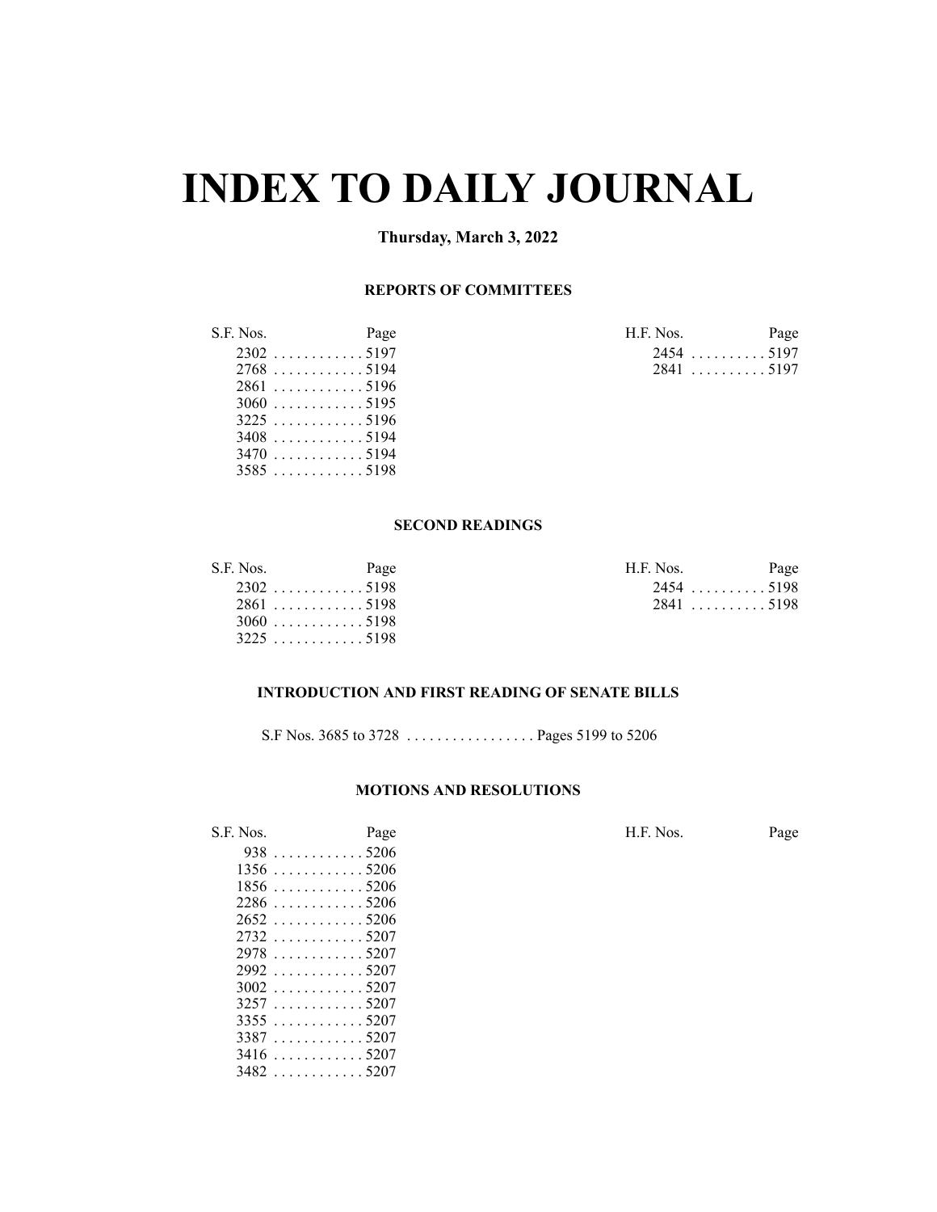# INDEX TO DAILY JOURNAL

**Thursday, March 3, 2022**

### REPORTS OF COMMITTEES

| S.F. Nos. | Page | H.F. Nos. | Page |
|---|---|---|---|
| 2302 | 5197 | 2454 | 5197 |
| 2768 | 5194 | 2841 | 5197 |
| 2861 | 5196 | | |
| 3060 | 5195 | | |
| 3225 | 5196 | | |
| 3408 | 5194 | | |
| 3470 | 5194 | | |
| 3585 | 5198 | | |

### SECOND READINGS

| S.F. Nos. | Page | H.F. Nos. | Page |
|---|---|---|---|
| 2302 | 5198 | 2454 | 5198 |
| 2861 | 5198 | 2841 | 5198 |
| 3060 | 5198 | | |
| 3225 | 5198 | | |

### INTRODUCTION AND FIRST READING OF SENATE BILLS

S.F Nos. 3685 to 3728 . . . . . . . . . . . . . . . . . Pages 5199 to 5206

### MOTIONS AND RESOLUTIONS

| S.F. Nos. | Page | H.F. Nos. | Page |
|---|---|---|---|
| 938 | 5206 | | |
| 1356 | 5206 | | |
| 1856 | 5206 | | |
| 2286 | 5206 | | |
| 2652 | 5206 | | |
| 2732 | 5207 | | |
| 2978 | 5207 | | |
| 2992 | 5207 | | |
| 3002 | 5207 | | |
| 3257 | 5207 | | |
| 3355 | 5207 | | |
| 3387 | 5207 | | |
| 3416 | 5207 | | |
| 3482 | 5207 | | |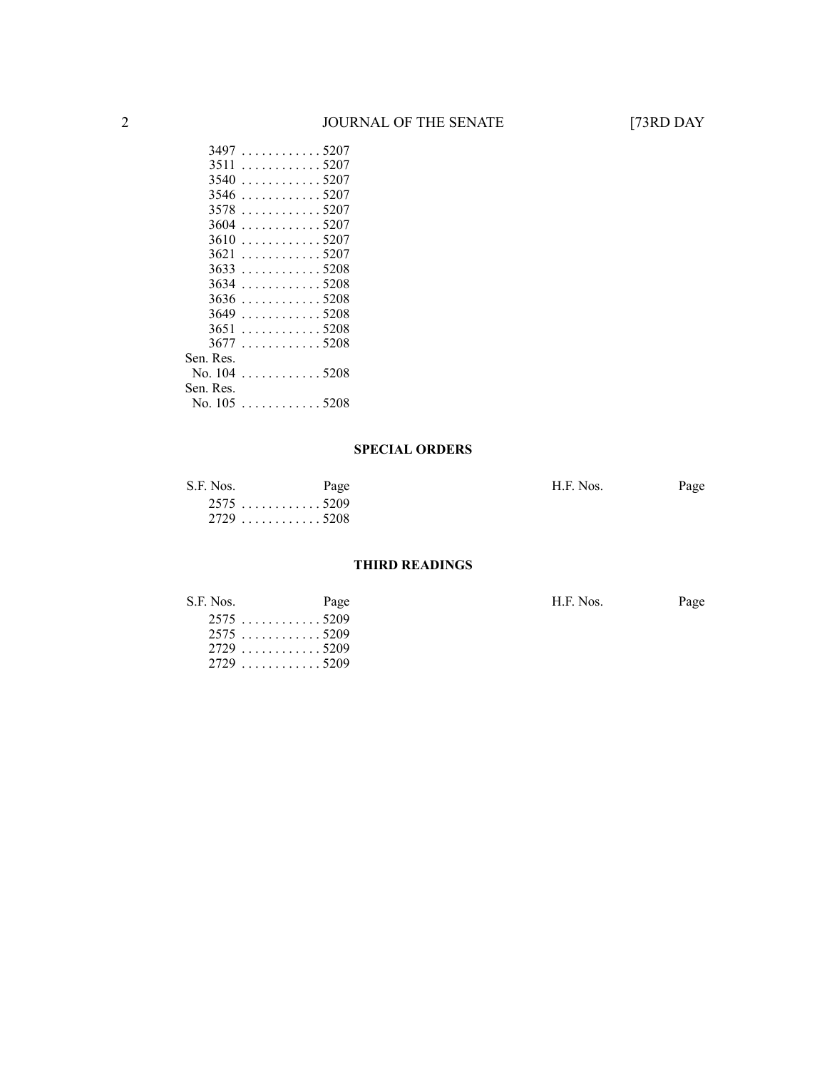| | |
|---|---|
| 3497 | 5207 |
| 3511 | 5207 |
| 3540 | 5207 |
| 3546 | 5207 |
| 3578 | 5207 |
| 3604 | 5207 |
| 3610 | 5207 |
| 3621 | 5207 |
| 3633 | 5208 |
| 3634 | 5208 |
| 3636 | 5208 |
| 3649 | 5208 |
| 3651 | 5208 |
| 3677 | 5208 |
| Sen. Res. No. 104 | 5208 |
| Sen. Res. No. 105 | 5208 |

## SPECIAL ORDERS

| S.F. Nos. | Page | H.F. Nos. | Page |
|---|---|---|---|
| 2575 | 5209 | | |
| 2729 | 5208 | | |

## THIRD READINGS

| S.F. Nos. | Page | H.F. Nos. | Page |
|---|---|---|---|
| 2575 | 5209 | | |
| 2575 | 5209 | | |
| 2729 | 5209 | | |
| 2729 | 5209 | | |